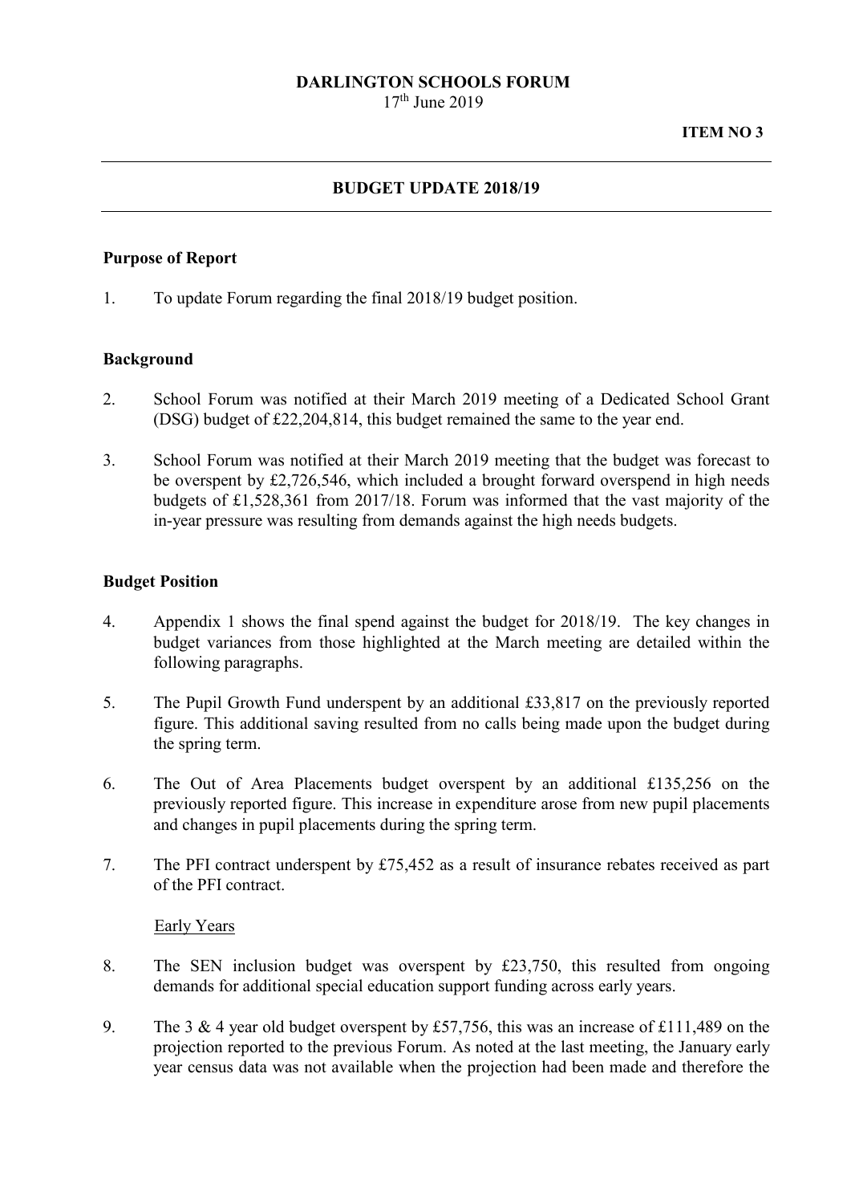**DARLINGTON SCHOOLS FORUM**
17th June 2019

**ITEM NO 3**

---

## BUDGET UPDATE 2018/19

---

### Purpose of Report

1. To update Forum regarding the final 2018/19 budget position.

### Background

2. School Forum was notified at their March 2019 meeting of a Dedicated School Grant (DSG) budget of £22,204,814, this budget remained the same to the year end.

3. School Forum was notified at their March 2019 meeting that the budget was forecast to be overspent by £2,726,546, which included a brought forward overspend in high needs budgets of £1,528,361 from 2017/18. Forum was informed that the vast majority of the in-year pressure was resulting from demands against the high needs budgets.

### Budget Position

4. Appendix 1 shows the final spend against the budget for 2018/19. The key changes in budget variances from those highlighted at the March meeting are detailed within the following paragraphs.

5. The Pupil Growth Fund underspent by an additional £33,817 on the previously reported figure. This additional saving resulted from no calls being made upon the budget during the spring term.

6. The Out of Area Placements budget overspent by an additional £135,256 on the previously reported figure. This increase in expenditure arose from new pupil placements and changes in pupil placements during the spring term.

7. The PFI contract underspent by £75,452 as a result of insurance rebates received as part of the PFI contract.

<u>Early Years</u>

8. The SEN inclusion budget was overspent by £23,750, this resulted from ongoing demands for additional special education support funding across early years.

9. The 3 & 4 year old budget overspent by £57,756, this was an increase of £111,489 on the projection reported to the previous Forum. As noted at the last meeting, the January early year census data was not available when the projection had been made and therefore the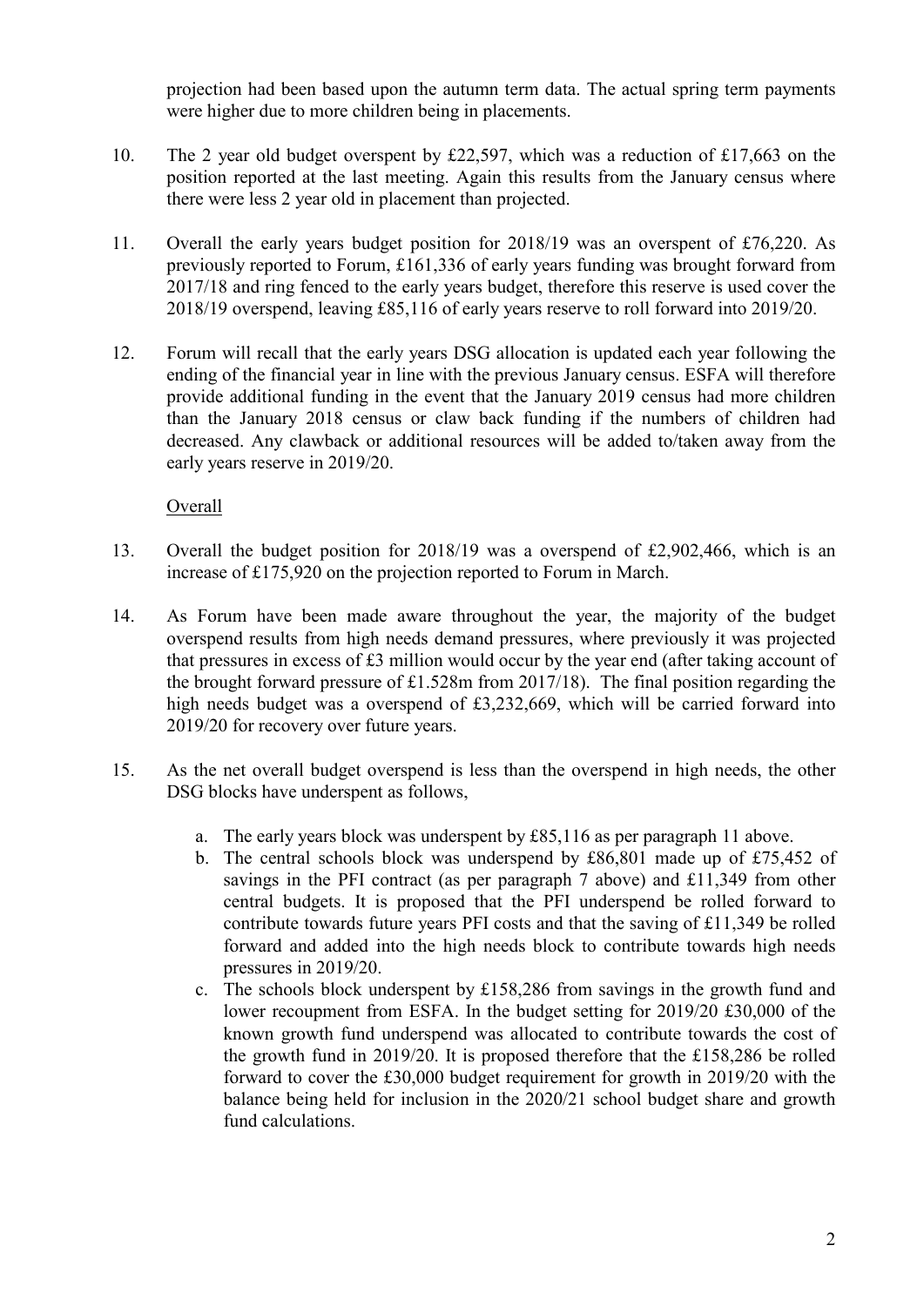projection had been based upon the autumn term data. The actual spring term payments were higher due to more children being in placements.

10. The 2 year old budget overspent by £22,597, which was a reduction of £17,663 on the position reported at the last meeting. Again this results from the January census where there were less 2 year old in placement than projected.

11. Overall the early years budget position for 2018/19 was an overspent of £76,220. As previously reported to Forum, £161,336 of early years funding was brought forward from 2017/18 and ring fenced to the early years budget, therefore this reserve is used cover the 2018/19 overspend, leaving £85,116 of early years reserve to roll forward into 2019/20.

12. Forum will recall that the early years DSG allocation is updated each year following the ending of the financial year in line with the previous January census. ESFA will therefore provide additional funding in the event that the January 2019 census had more children than the January 2018 census or claw back funding if the numbers of children had decreased. Any clawback or additional resources will be added to/taken away from the early years reserve in 2019/20.

<u>Overall</u>

13. Overall the budget position for 2018/19 was a overspend of £2,902,466, which is an increase of £175,920 on the projection reported to Forum in March.

14. As Forum have been made aware throughout the year, the majority of the budget overspend results from high needs demand pressures, where previously it was projected that pressures in excess of £3 million would occur by the year end (after taking account of the brought forward pressure of £1.528m from 2017/18). The final position regarding the high needs budget was a overspend of £3,232,669, which will be carried forward into 2019/20 for recovery over future years.

15. As the net overall budget overspend is less than the overspend in high needs, the other DSG blocks have underspent as follows,

    a. The early years block was underspent by £85,116 as per paragraph 11 above.
    b. The central schools block was underspend by £86,801 made up of £75,452 of savings in the PFI contract (as per paragraph 7 above) and £11,349 from other central budgets. It is proposed that the PFI underspend be rolled forward to contribute towards future years PFI costs and that the saving of £11,349 be rolled forward and added into the high needs block to contribute towards high needs pressures in 2019/20.
    c. The schools block underspent by £158,286 from savings in the growth fund and lower recoupment from ESFA. In the budget setting for 2019/20 £30,000 of the known growth fund underspend was allocated to contribute towards the cost of the growth fund in 2019/20. It is proposed therefore that the £158,286 be rolled forward to cover the £30,000 budget requirement for growth in 2019/20 with the balance being held for inclusion in the 2020/21 school budget share and growth fund calculations.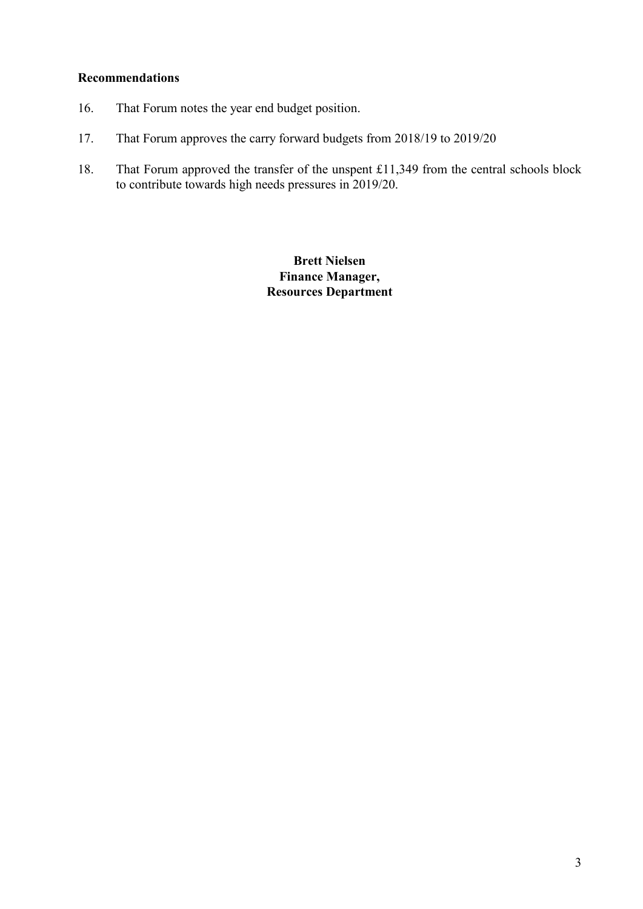**Recommendations**

16. That Forum notes the year end budget position.

17. That Forum approves the carry forward budgets from 2018/19 to 2019/20

18. That Forum approved the transfer of the unspent £11,349 from the central schools block to contribute towards high needs pressures in 2019/20.

**Brett Nielsen**
**Finance Manager,**
**Resources Department**